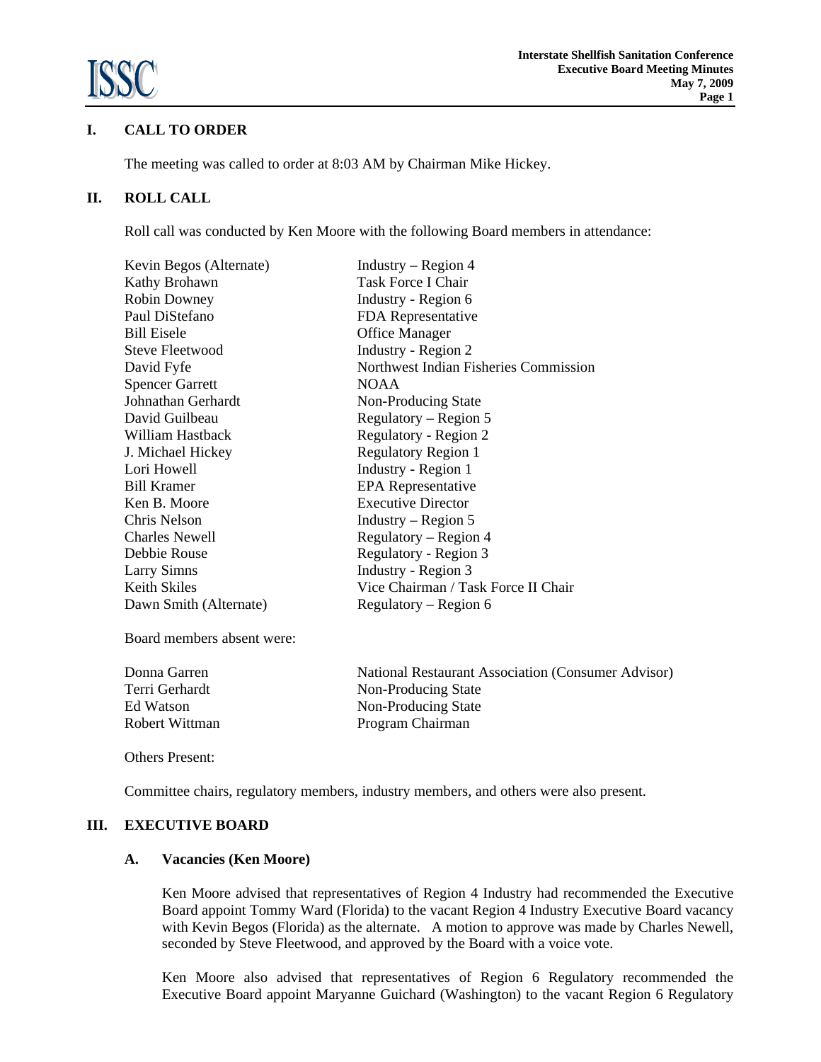## I. CALL TO ORDER

The meeting was called to order at 8:03 AM by Chairman Mike Hickey.

## II. ROLL CALL

Roll call was conducted by Ken Moore with the following Board members in attendance:

| | |
|---|---|
| Kevin Begos (Alternate) | Industry – Region 4 |
| Kathy Brohawn | Task Force I Chair |
| Robin Downey | Industry - Region 6 |
| Paul DiStefano | FDA Representative |
| Bill Eisele | Office Manager |
| Steve Fleetwood | Industry - Region 2 |
| David Fyfe | Northwest Indian Fisheries Commission |
| Spencer Garrett | NOAA |
| Johnathan Gerhardt | Non-Producing State |
| David Guilbeau | Regulatory – Region 5 |
| William Hastback | Regulatory - Region 2 |
| J. Michael Hickey | Regulatory Region 1 |
| Lori Howell | Industry - Region 1 |
| Bill Kramer | EPA Representative |
| Ken B. Moore | Executive Director |
| Chris Nelson | Industry – Region 5 |
| Charles Newell | Regulatory – Region 4 |
| Debbie Rouse | Regulatory - Region 3 |
| Larry Simns | Industry - Region 3 |
| Keith Skiles | Vice Chairman / Task Force II Chair |
| Dawn Smith (Alternate) | Regulatory – Region 6 |

Board members absent were:

| | |
|---|---|
| Donna Garren | National Restaurant Association (Consumer Advisor) |
| Terri Gerhardt | Non-Producing State |
| Ed Watson | Non-Producing State |
| Robert Wittman | Program Chairman |

Others Present:

Committee chairs, regulatory members, industry members, and others were also present.

## III. EXECUTIVE BOARD

### A. Vacancies (Ken Moore)

Ken Moore advised that representatives of Region 4 Industry had recommended the Executive Board appoint Tommy Ward (Florida) to the vacant Region 4 Industry Executive Board vacancy with Kevin Begos (Florida) as the alternate. A motion to approve was made by Charles Newell, seconded by Steve Fleetwood, and approved by the Board with a voice vote.

Ken Moore also advised that representatives of Region 6 Regulatory recommended the Executive Board appoint Maryanne Guichard (Washington) to the vacant Region 6 Regulatory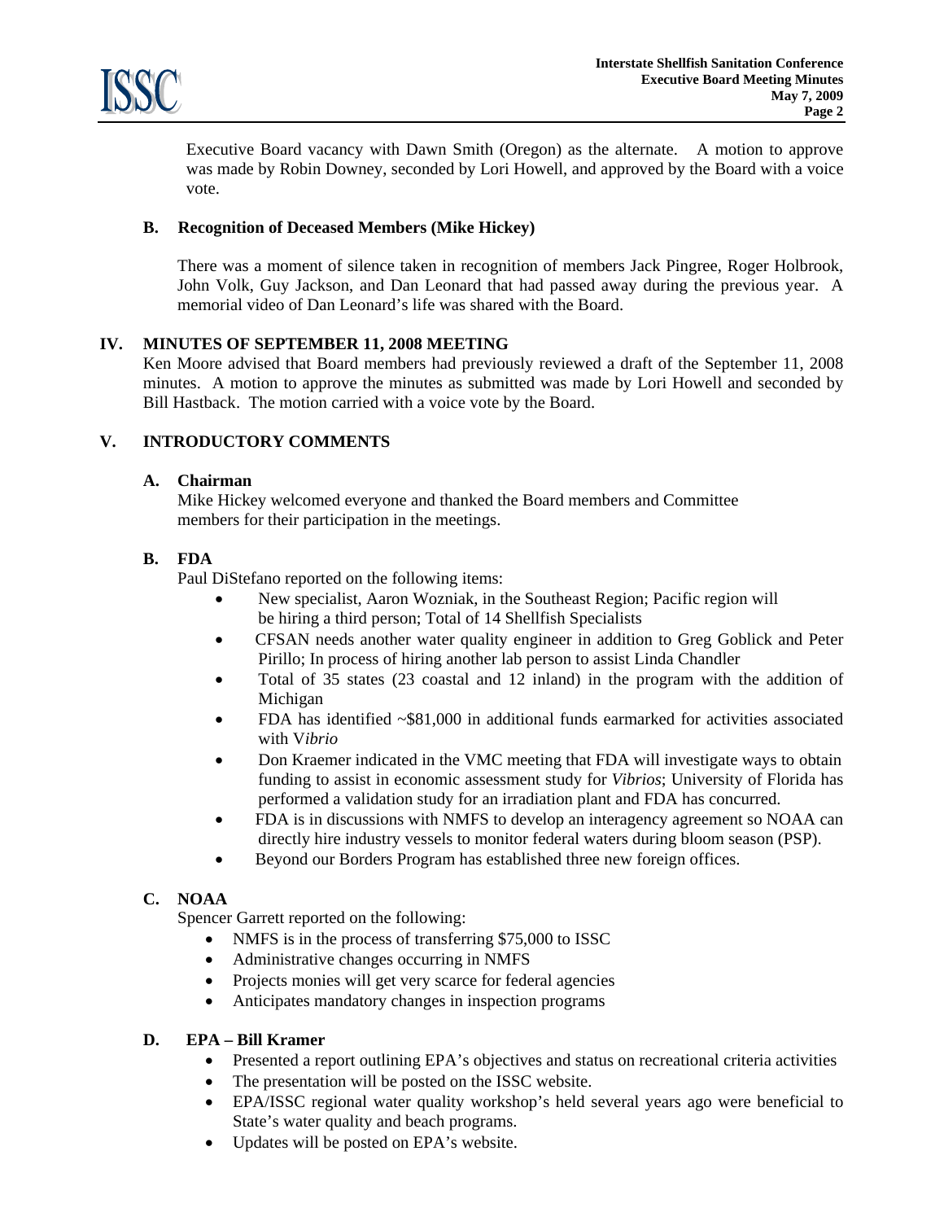Executive Board vacancy with Dawn Smith (Oregon) as the alternate. A motion to approve was made by Robin Downey, seconded by Lori Howell, and approved by the Board with a voice vote.

### B. Recognition of Deceased Members (Mike Hickey)

There was a moment of silence taken in recognition of members Jack Pingree, Roger Holbrook, John Volk, Guy Jackson, and Dan Leonard that had passed away during the previous year. A memorial video of Dan Leonard's life was shared with the Board.

## IV. MINUTES OF SEPTEMBER 11, 2008 MEETING

Ken Moore advised that Board members had previously reviewed a draft of the September 11, 2008 minutes. A motion to approve the minutes as submitted was made by Lori Howell and seconded by Bill Hastback. The motion carried with a voice vote by the Board.

## V. INTRODUCTORY COMMENTS

### A. Chairman

Mike Hickey welcomed everyone and thanked the Board members and Committee members for their participation in the meetings.

### B. FDA

Paul DiStefano reported on the following items:

- New specialist, Aaron Wozniak, in the Southeast Region; Pacific region will be hiring a third person; Total of 14 Shellfish Specialists
- CFSAN needs another water quality engineer in addition to Greg Goblick and Peter Pirillo; In process of hiring another lab person to assist Linda Chandler
- Total of 35 states (23 coastal and 12 inland) in the program with the addition of Michigan
- FDA has identified ~$81,000 in additional funds earmarked for activities associated with V*ibrio*
- Don Kraemer indicated in the VMC meeting that FDA will investigate ways to obtain funding to assist in economic assessment study for *Vibrios*; University of Florida has performed a validation study for an irradiation plant and FDA has concurred.
- FDA is in discussions with NMFS to develop an interagency agreement so NOAA can directly hire industry vessels to monitor federal waters during bloom season (PSP).
- Beyond our Borders Program has established three new foreign offices.

### C. NOAA

Spencer Garrett reported on the following:

- NMFS is in the process of transferring $75,000 to ISSC
- Administrative changes occurring in NMFS
- Projects monies will get very scarce for federal agencies
- Anticipates mandatory changes in inspection programs

### D. EPA – Bill Kramer

- Presented a report outlining EPA's objectives and status on recreational criteria activities
- The presentation will be posted on the ISSC website.
- EPA/ISSC regional water quality workshop's held several years ago were beneficial to State's water quality and beach programs.
- Updates will be posted on EPA's website.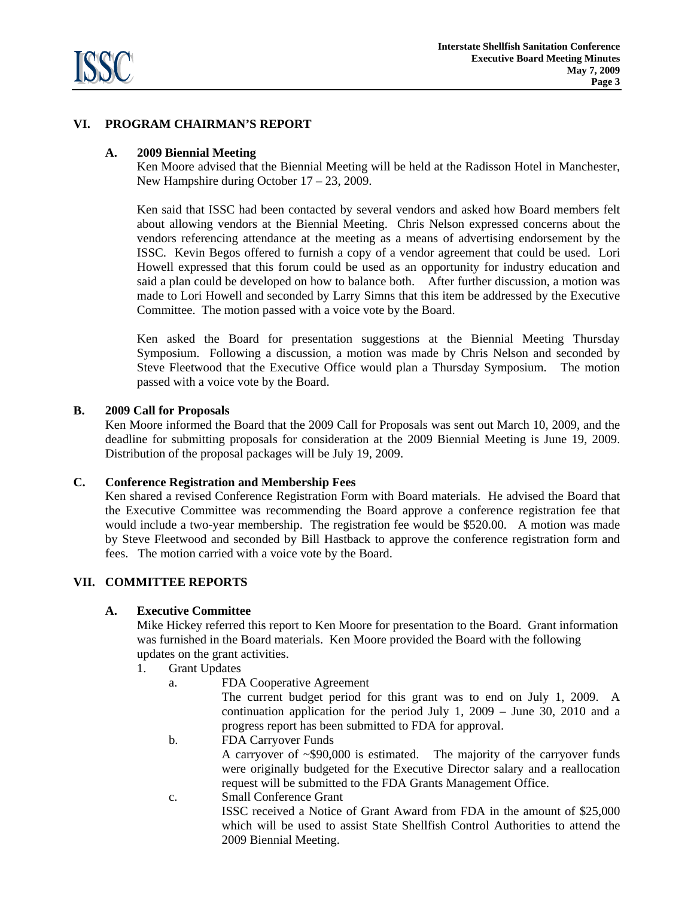## VI. PROGRAM CHAIRMAN'S REPORT

### A. 2009 Biennial Meeting

Ken Moore advised that the Biennial Meeting will be held at the Radisson Hotel in Manchester, New Hampshire during October 17 – 23, 2009.

Ken said that ISSC had been contacted by several vendors and asked how Board members felt about allowing vendors at the Biennial Meeting. Chris Nelson expressed concerns about the vendors referencing attendance at the meeting as a means of advertising endorsement by the ISSC. Kevin Begos offered to furnish a copy of a vendor agreement that could be used. Lori Howell expressed that this forum could be used as an opportunity for industry education and said a plan could be developed on how to balance both. After further discussion, a motion was made to Lori Howell and seconded by Larry Simns that this item be addressed by the Executive Committee. The motion passed with a voice vote by the Board.

Ken asked the Board for presentation suggestions at the Biennial Meeting Thursday Symposium. Following a discussion, a motion was made by Chris Nelson and seconded by Steve Fleetwood that the Executive Office would plan a Thursday Symposium. The motion passed with a voice vote by the Board.

### B. 2009 Call for Proposals

Ken Moore informed the Board that the 2009 Call for Proposals was sent out March 10, 2009, and the deadline for submitting proposals for consideration at the 2009 Biennial Meeting is June 19, 2009. Distribution of the proposal packages will be July 19, 2009.

### C. Conference Registration and Membership Fees

Ken shared a revised Conference Registration Form with Board materials. He advised the Board that the Executive Committee was recommending the Board approve a conference registration fee that would include a two-year membership. The registration fee would be $520.00. A motion was made by Steve Fleetwood and seconded by Bill Hastback to approve the conference registration form and fees. The motion carried with a voice vote by the Board.

## VII. COMMITTEE REPORTS

### A. Executive Committee

Mike Hickey referred this report to Ken Moore for presentation to the Board. Grant information was furnished in the Board materials. Ken Moore provided the Board with the following updates on the grant activities.

1. Grant Updates
   - a. FDA Cooperative Agreement
     
     The current budget period for this grant was to end on July 1, 2009. A continuation application for the period July 1, 2009 – June 30, 2010 and a progress report has been submitted to FDA for approval.
   - b. FDA Carryover Funds
     
     A carryover of ~$90,000 is estimated. The majority of the carryover funds were originally budgeted for the Executive Director salary and a reallocation request will be submitted to the FDA Grants Management Office.
   - c. Small Conference Grant
     
     ISSC received a Notice of Grant Award from FDA in the amount of $25,000 which will be used to assist State Shellfish Control Authorities to attend the 2009 Biennial Meeting.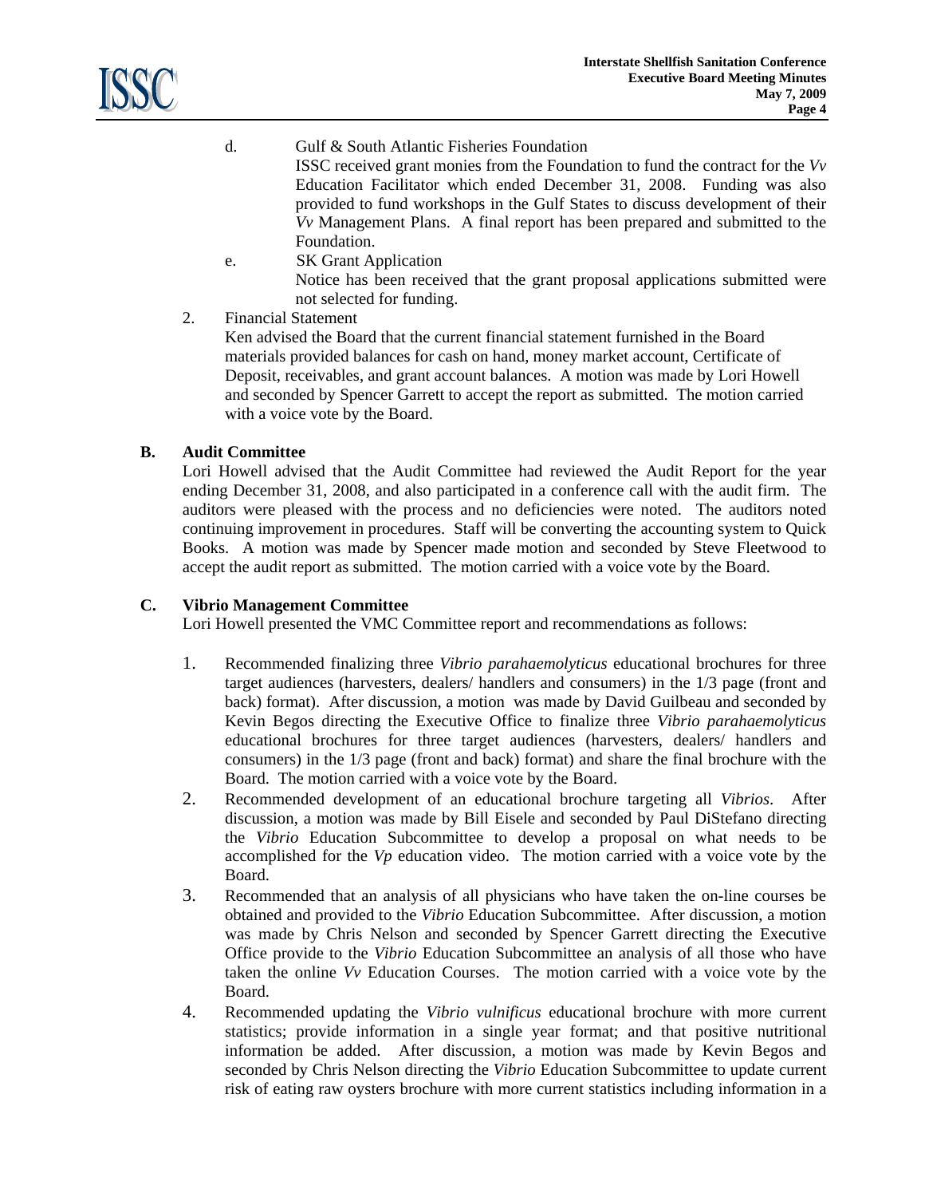d. Gulf & South Atlantic Fisheries Foundation

ISSC received grant monies from the Foundation to fund the contract for the *Vv* Education Facilitator which ended December 31, 2008. Funding was also provided to fund workshops in the Gulf States to discuss development of their *Vv* Management Plans. A final report has been prepared and submitted to the Foundation.

e. SK Grant Application

Notice has been received that the grant proposal applications submitted were not selected for funding.

2. Financial Statement

Ken advised the Board that the current financial statement furnished in the Board materials provided balances for cash on hand, money market account, Certificate of Deposit, receivables, and grant account balances. A motion was made by Lori Howell and seconded by Spencer Garrett to accept the report as submitted. The motion carried with a voice vote by the Board.

**B. Audit Committee**

Lori Howell advised that the Audit Committee had reviewed the Audit Report for the year ending December 31, 2008, and also participated in a conference call with the audit firm. The auditors were pleased with the process and no deficiencies were noted. The auditors noted continuing improvement in procedures. Staff will be converting the accounting system to Quick Books. A motion was made by Spencer made motion and seconded by Steve Fleetwood to accept the audit report as submitted. The motion carried with a voice vote by the Board.

**C. Vibrio Management Committee**

Lori Howell presented the VMC Committee report and recommendations as follows:

1. Recommended finalizing three *Vibrio parahaemolyticus* educational brochures for three target audiences (harvesters, dealers/ handlers and consumers) in the 1/3 page (front and back) format). After discussion, a motion was made by David Guilbeau and seconded by Kevin Begos directing the Executive Office to finalize three *Vibrio parahaemolyticus* educational brochures for three target audiences (harvesters, dealers/ handlers and consumers) in the 1/3 page (front and back) format) and share the final brochure with the Board. The motion carried with a voice vote by the Board.
2. Recommended development of an educational brochure targeting all *Vibrios*. After discussion, a motion was made by Bill Eisele and seconded by Paul DiStefano directing the *Vibrio* Education Subcommittee to develop a proposal on what needs to be accomplished for the *Vp* education video. The motion carried with a voice vote by the Board.
3. Recommended that an analysis of all physicians who have taken the on-line courses be obtained and provided to the *Vibrio* Education Subcommittee. After discussion, a motion was made by Chris Nelson and seconded by Spencer Garrett directing the Executive Office provide to the *Vibrio* Education Subcommittee an analysis of all those who have taken the online *Vv* Education Courses. The motion carried with a voice vote by the Board.
4. Recommended updating the *Vibrio vulnificus* educational brochure with more current statistics; provide information in a single year format; and that positive nutritional information be added. After discussion, a motion was made by Kevin Begos and seconded by Chris Nelson directing the *Vibrio* Education Subcommittee to update current risk of eating raw oysters brochure with more current statistics including information in a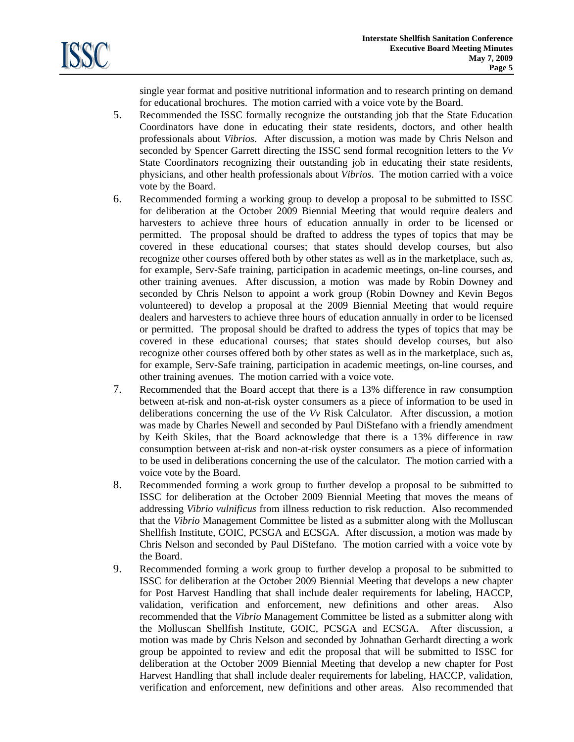single year format and positive nutritional information and to research printing on demand for educational brochures. The motion carried with a voice vote by the Board.

5. Recommended the ISSC formally recognize the outstanding job that the State Education Coordinators have done in educating their state residents, doctors, and other health professionals about *Vibrios*. After discussion, a motion was made by Chris Nelson and seconded by Spencer Garrett directing the ISSC send formal recognition letters to the *Vv* State Coordinators recognizing their outstanding job in educating their state residents, physicians, and other health professionals about *Vibrios*. The motion carried with a voice vote by the Board.

6. Recommended forming a working group to develop a proposal to be submitted to ISSC for deliberation at the October 2009 Biennial Meeting that would require dealers and harvesters to achieve three hours of education annually in order to be licensed or permitted. The proposal should be drafted to address the types of topics that may be covered in these educational courses; that states should develop courses, but also recognize other courses offered both by other states as well as in the marketplace, such as, for example, Serv-Safe training, participation in academic meetings, on-line courses, and other training avenues. After discussion, a motion was made by Robin Downey and seconded by Chris Nelson to appoint a work group (Robin Downey and Kevin Begos volunteered) to develop a proposal at the 2009 Biennial Meeting that would require dealers and harvesters to achieve three hours of education annually in order to be licensed or permitted. The proposal should be drafted to address the types of topics that may be covered in these educational courses; that states should develop courses, but also recognize other courses offered both by other states as well as in the marketplace, such as, for example, Serv-Safe training, participation in academic meetings, on-line courses, and other training avenues. The motion carried with a voice vote.

7. Recommended that the Board accept that there is a 13% difference in raw consumption between at-risk and non-at-risk oyster consumers as a piece of information to be used in deliberations concerning the use of the *Vv* Risk Calculator. After discussion, a motion was made by Charles Newell and seconded by Paul DiStefano with a friendly amendment by Keith Skiles, that the Board acknowledge that there is a 13% difference in raw consumption between at-risk and non-at-risk oyster consumers as a piece of information to be used in deliberations concerning the use of the calculator. The motion carried with a voice vote by the Board.

8. Recommended forming a work group to further develop a proposal to be submitted to ISSC for deliberation at the October 2009 Biennial Meeting that moves the means of addressing *Vibrio vulnificus* from illness reduction to risk reduction. Also recommended that the *Vibrio* Management Committee be listed as a submitter along with the Molluscan Shellfish Institute, GOIC, PCSGA and ECSGA. After discussion, a motion was made by Chris Nelson and seconded by Paul DiStefano. The motion carried with a voice vote by the Board.

9. Recommended forming a work group to further develop a proposal to be submitted to ISSC for deliberation at the October 2009 Biennial Meeting that develops a new chapter for Post Harvest Handling that shall include dealer requirements for labeling, HACCP, validation, verification and enforcement, new definitions and other areas. Also recommended that the *Vibrio* Management Committee be listed as a submitter along with the Molluscan Shellfish Institute, GOIC, PCSGA and ECSGA. After discussion, a motion was made by Chris Nelson and seconded by Johnathan Gerhardt directing a work group be appointed to review and edit the proposal that will be submitted to ISSC for deliberation at the October 2009 Biennial Meeting that develop a new chapter for Post Harvest Handling that shall include dealer requirements for labeling, HACCP, validation, verification and enforcement, new definitions and other areas. Also recommended that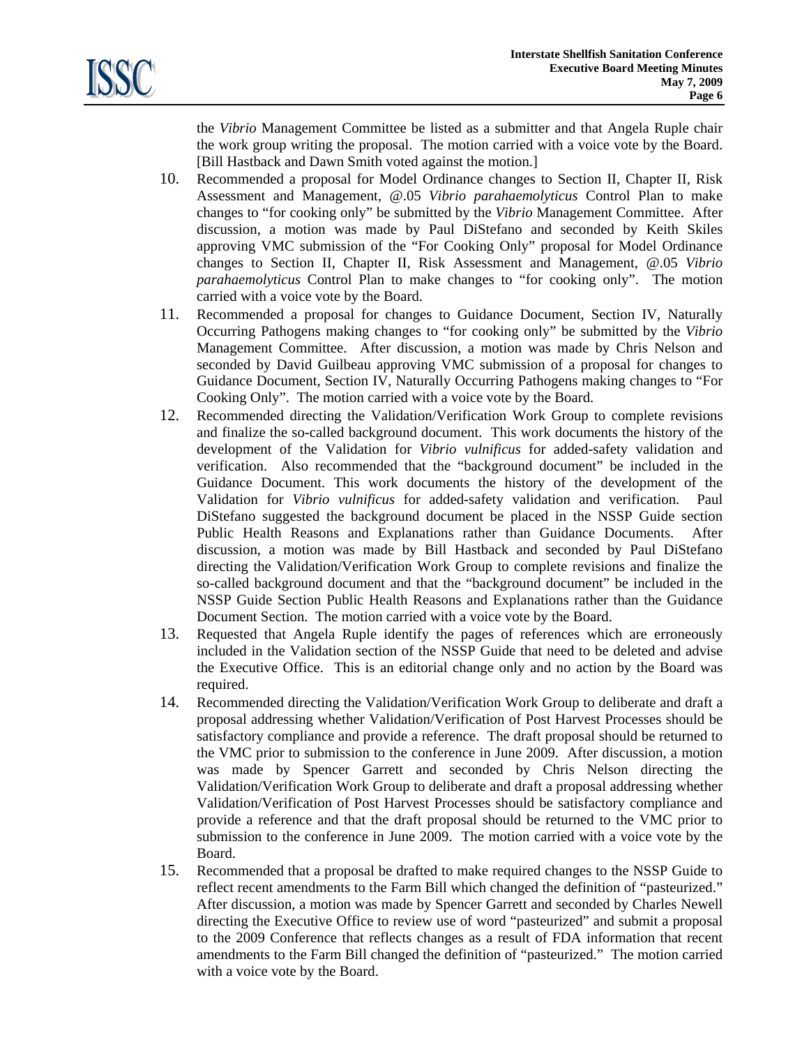the *Vibrio* Management Committee be listed as a submitter and that Angela Ruple chair the work group writing the proposal. The motion carried with a voice vote by the Board. [Bill Hastback and Dawn Smith voted against the motion.]

10. Recommended a proposal for Model Ordinance changes to Section II, Chapter II, Risk Assessment and Management, @.05 *Vibrio parahaemolyticus* Control Plan to make changes to "for cooking only" be submitted by the *Vibrio* Management Committee. After discussion, a motion was made by Paul DiStefano and seconded by Keith Skiles approving VMC submission of the "For Cooking Only" proposal for Model Ordinance changes to Section II, Chapter II, Risk Assessment and Management, @.05 *Vibrio parahaemolyticus* Control Plan to make changes to "for cooking only". The motion carried with a voice vote by the Board.
11. Recommended a proposal for changes to Guidance Document, Section IV, Naturally Occurring Pathogens making changes to "for cooking only" be submitted by the *Vibrio* Management Committee. After discussion, a motion was made by Chris Nelson and seconded by David Guilbeau approving VMC submission of a proposal for changes to Guidance Document, Section IV, Naturally Occurring Pathogens making changes to "For Cooking Only". The motion carried with a voice vote by the Board.
12. Recommended directing the Validation/Verification Work Group to complete revisions and finalize the so-called background document. This work documents the history of the development of the Validation for *Vibrio vulnificus* for added-safety validation and verification. Also recommended that the "background document" be included in the Guidance Document. This work documents the history of the development of the Validation for *Vibrio vulnificus* for added-safety validation and verification. Paul DiStefano suggested the background document be placed in the NSSP Guide section Public Health Reasons and Explanations rather than Guidance Documents. After discussion, a motion was made by Bill Hastback and seconded by Paul DiStefano directing the Validation/Verification Work Group to complete revisions and finalize the so-called background document and that the "background document" be included in the NSSP Guide Section Public Health Reasons and Explanations rather than the Guidance Document Section. The motion carried with a voice vote by the Board.
13. Requested that Angela Ruple identify the pages of references which are erroneously included in the Validation section of the NSSP Guide that need to be deleted and advise the Executive Office. This is an editorial change only and no action by the Board was required.
14. Recommended directing the Validation/Verification Work Group to deliberate and draft a proposal addressing whether Validation/Verification of Post Harvest Processes should be satisfactory compliance and provide a reference. The draft proposal should be returned to the VMC prior to submission to the conference in June 2009. After discussion, a motion was made by Spencer Garrett and seconded by Chris Nelson directing the Validation/Verification Work Group to deliberate and draft a proposal addressing whether Validation/Verification of Post Harvest Processes should be satisfactory compliance and provide a reference and that the draft proposal should be returned to the VMC prior to submission to the conference in June 2009. The motion carried with a voice vote by the Board.
15. Recommended that a proposal be drafted to make required changes to the NSSP Guide to reflect recent amendments to the Farm Bill which changed the definition of "pasteurized." After discussion, a motion was made by Spencer Garrett and seconded by Charles Newell directing the Executive Office to review use of word "pasteurized" and submit a proposal to the 2009 Conference that reflects changes as a result of FDA information that recent amendments to the Farm Bill changed the definition of "pasteurized." The motion carried with a voice vote by the Board.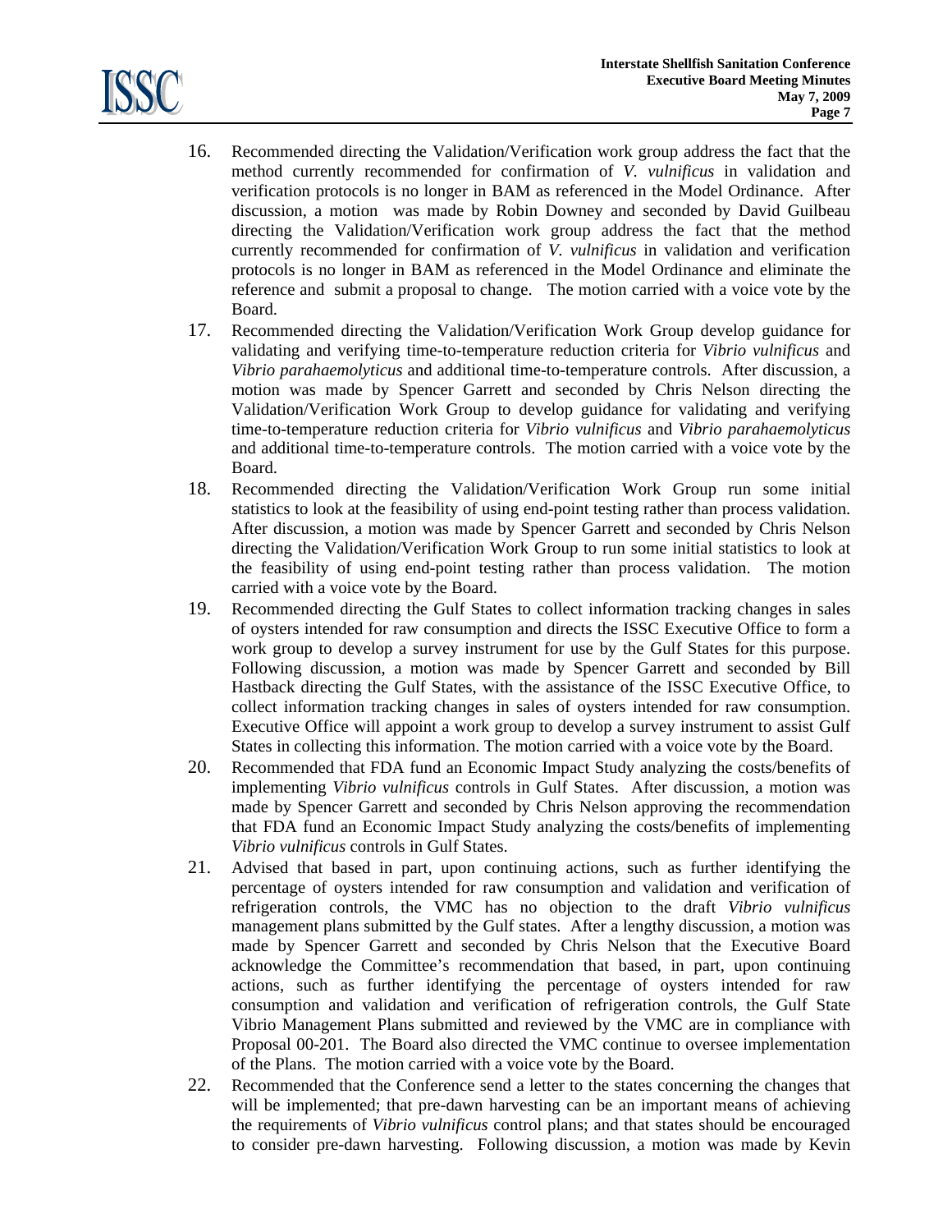16. Recommended directing the Validation/Verification work group address the fact that the method currently recommended for confirmation of *V. vulnificus* in validation and verification protocols is no longer in BAM as referenced in the Model Ordinance. After discussion, a motion was made by Robin Downey and seconded by David Guilbeau directing the Validation/Verification work group address the fact that the method currently recommended for confirmation of *V. vulnificus* in validation and verification protocols is no longer in BAM as referenced in the Model Ordinance and eliminate the reference and submit a proposal to change. The motion carried with a voice vote by the Board.
17. Recommended directing the Validation/Verification Work Group develop guidance for validating and verifying time-to-temperature reduction criteria for *Vibrio vulnificus* and *Vibrio parahaemolyticus* and additional time-to-temperature controls. After discussion, a motion was made by Spencer Garrett and seconded by Chris Nelson directing the Validation/Verification Work Group to develop guidance for validating and verifying time-to-temperature reduction criteria for *Vibrio vulnificus* and *Vibrio parahaemolyticus* and additional time-to-temperature controls. The motion carried with a voice vote by the Board.
18. Recommended directing the Validation/Verification Work Group run some initial statistics to look at the feasibility of using end-point testing rather than process validation. After discussion, a motion was made by Spencer Garrett and seconded by Chris Nelson directing the Validation/Verification Work Group to run some initial statistics to look at the feasibility of using end-point testing rather than process validation. The motion carried with a voice vote by the Board.
19. Recommended directing the Gulf States to collect information tracking changes in sales of oysters intended for raw consumption and directs the ISSC Executive Office to form a work group to develop a survey instrument for use by the Gulf States for this purpose. Following discussion, a motion was made by Spencer Garrett and seconded by Bill Hastback directing the Gulf States, with the assistance of the ISSC Executive Office, to collect information tracking changes in sales of oysters intended for raw consumption. Executive Office will appoint a work group to develop a survey instrument to assist Gulf States in collecting this information. The motion carried with a voice vote by the Board.
20. Recommended that FDA fund an Economic Impact Study analyzing the costs/benefits of implementing *Vibrio vulnificus* controls in Gulf States. After discussion, a motion was made by Spencer Garrett and seconded by Chris Nelson approving the recommendation that FDA fund an Economic Impact Study analyzing the costs/benefits of implementing *Vibrio vulnificus* controls in Gulf States.
21. Advised that based in part, upon continuing actions, such as further identifying the percentage of oysters intended for raw consumption and validation and verification of refrigeration controls, the VMC has no objection to the draft *Vibrio vulnificus* management plans submitted by the Gulf states. After a lengthy discussion, a motion was made by Spencer Garrett and seconded by Chris Nelson that the Executive Board acknowledge the Committee's recommendation that based, in part, upon continuing actions, such as further identifying the percentage of oysters intended for raw consumption and validation and verification of refrigeration controls, the Gulf State Vibrio Management Plans submitted and reviewed by the VMC are in compliance with Proposal 00-201. The Board also directed the VMC continue to oversee implementation of the Plans. The motion carried with a voice vote by the Board.
22. Recommended that the Conference send a letter to the states concerning the changes that will be implemented; that pre-dawn harvesting can be an important means of achieving the requirements of *Vibrio vulnificus* control plans; and that states should be encouraged to consider pre-dawn harvesting. Following discussion, a motion was made by Kevin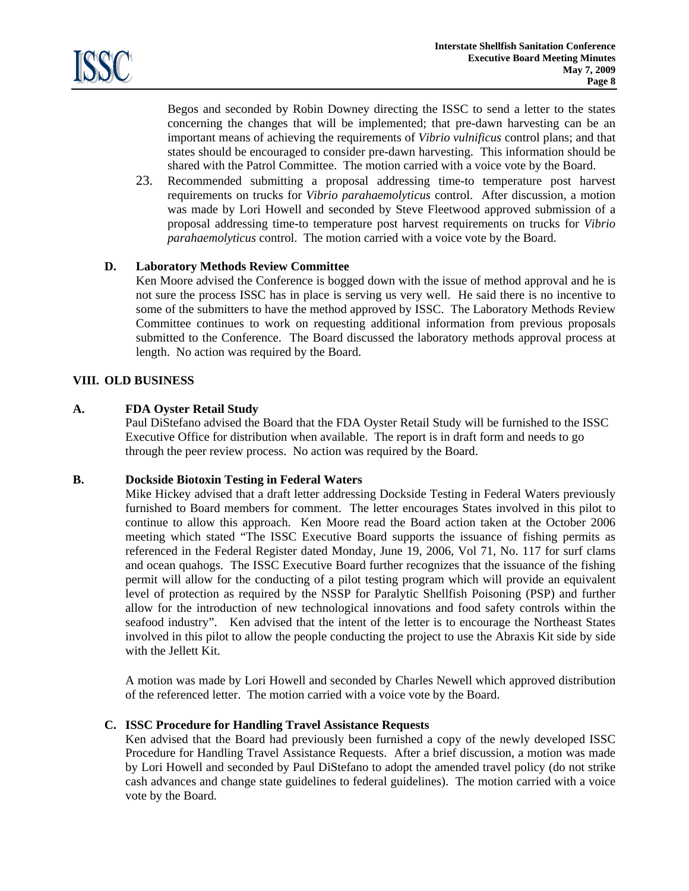Begos and seconded by Robin Downey directing the ISSC to send a letter to the states concerning the changes that will be implemented; that pre-dawn harvesting can be an important means of achieving the requirements of *Vibrio vulnificus* control plans; and that states should be encouraged to consider pre-dawn harvesting. This information should be shared with the Patrol Committee. The motion carried with a voice vote by the Board.

23. Recommended submitting a proposal addressing time-to temperature post harvest requirements on trucks for *Vibrio parahaemolyticus* control. After discussion, a motion was made by Lori Howell and seconded by Steve Fleetwood approved submission of a proposal addressing time-to temperature post harvest requirements on trucks for *Vibrio parahaemolyticus* control. The motion carried with a voice vote by the Board.

**D. Laboratory Methods Review Committee**

Ken Moore advised the Conference is bogged down with the issue of method approval and he is not sure the process ISSC has in place is serving us very well. He said there is no incentive to some of the submitters to have the method approved by ISSC. The Laboratory Methods Review Committee continues to work on requesting additional information from previous proposals submitted to the Conference. The Board discussed the laboratory methods approval process at length. No action was required by the Board.

## VIII. OLD BUSINESS

**A. FDA Oyster Retail Study**

Paul DiStefano advised the Board that the FDA Oyster Retail Study will be furnished to the ISSC Executive Office for distribution when available. The report is in draft form and needs to go through the peer review process. No action was required by the Board.

**B. Dockside Biotoxin Testing in Federal Waters**

Mike Hickey advised that a draft letter addressing Dockside Testing in Federal Waters previously furnished to Board members for comment. The letter encourages States involved in this pilot to continue to allow this approach. Ken Moore read the Board action taken at the October 2006 meeting which stated "The ISSC Executive Board supports the issuance of fishing permits as referenced in the Federal Register dated Monday, June 19, 2006, Vol 71, No. 117 for surf clams and ocean quahogs. The ISSC Executive Board further recognizes that the issuance of the fishing permit will allow for the conducting of a pilot testing program which will provide an equivalent level of protection as required by the NSSP for Paralytic Shellfish Poisoning (PSP) and further allow for the introduction of new technological innovations and food safety controls within the seafood industry". Ken advised that the intent of the letter is to encourage the Northeast States involved in this pilot to allow the people conducting the project to use the Abraxis Kit side by side with the Jellett Kit.

A motion was made by Lori Howell and seconded by Charles Newell which approved distribution of the referenced letter. The motion carried with a voice vote by the Board.

**C. ISSC Procedure for Handling Travel Assistance Requests**

Ken advised that the Board had previously been furnished a copy of the newly developed ISSC Procedure for Handling Travel Assistance Requests. After a brief discussion, a motion was made by Lori Howell and seconded by Paul DiStefano to adopt the amended travel policy (do not strike cash advances and change state guidelines to federal guidelines). The motion carried with a voice vote by the Board.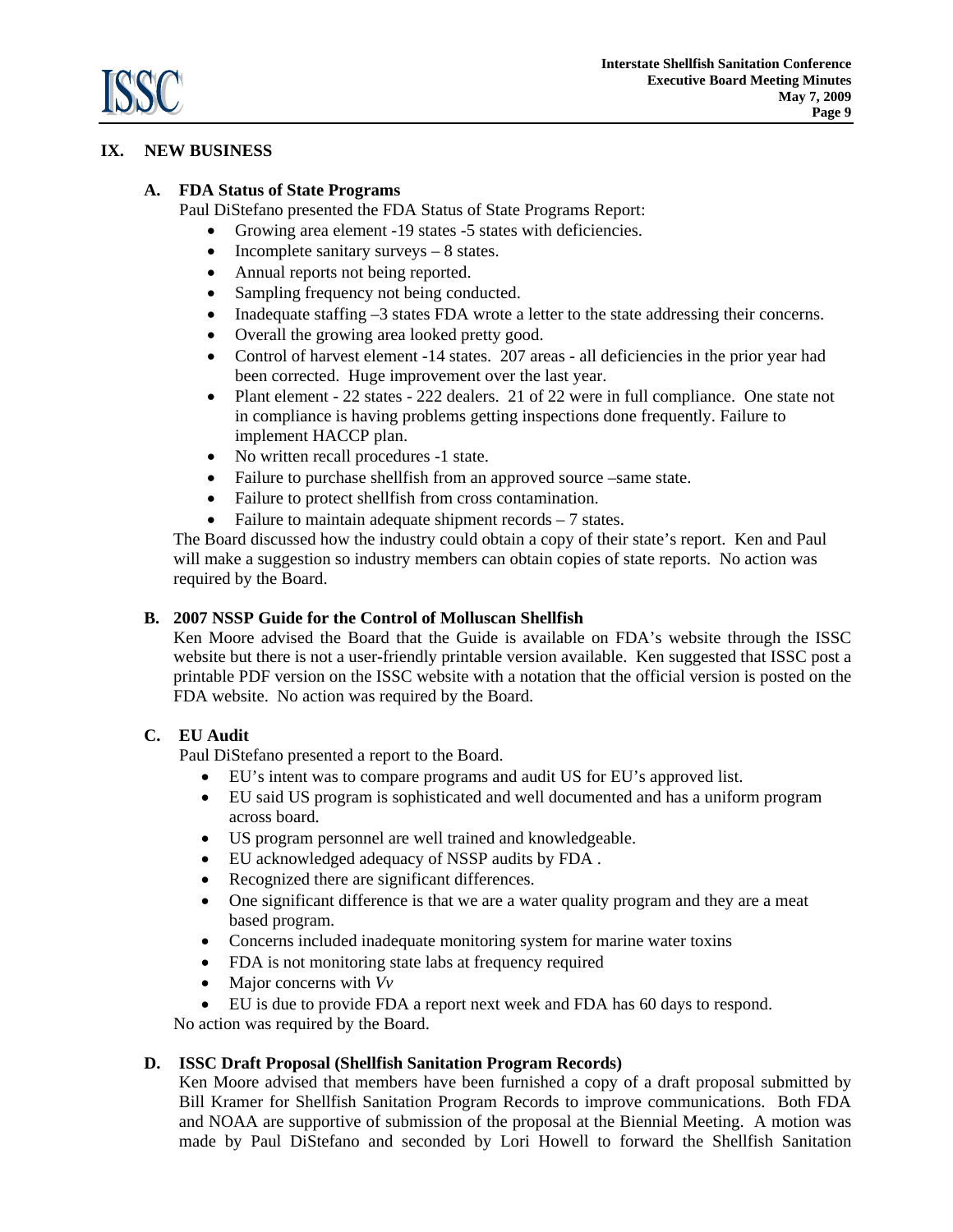## IX. NEW BUSINESS

### A. FDA Status of State Programs

Paul DiStefano presented the FDA Status of State Programs Report:

- Growing area element -19 states -5 states with deficiencies.
- Incomplete sanitary surveys – 8 states.
- Annual reports not being reported.
- Sampling frequency not being conducted.
- Inadequate staffing –3 states FDA wrote a letter to the state addressing their concerns.
- Overall the growing area looked pretty good.
- Control of harvest element -14 states. 207 areas - all deficiencies in the prior year had been corrected. Huge improvement over the last year.
- Plant element - 22 states - 222 dealers. 21 of 22 were in full compliance. One state not in compliance is having problems getting inspections done frequently. Failure to implement HACCP plan.
- No written recall procedures -1 state.
- Failure to purchase shellfish from an approved source –same state.
- Failure to protect shellfish from cross contamination.
- Failure to maintain adequate shipment records – 7 states.

The Board discussed how the industry could obtain a copy of their state's report. Ken and Paul will make a suggestion so industry members can obtain copies of state reports. No action was required by the Board.

### B. 2007 NSSP Guide for the Control of Molluscan Shellfish

Ken Moore advised the Board that the Guide is available on FDA's website through the ISSC website but there is not a user-friendly printable version available. Ken suggested that ISSC post a printable PDF version on the ISSC website with a notation that the official version is posted on the FDA website. No action was required by the Board.

### C. EU Audit

Paul DiStefano presented a report to the Board.

- EU's intent was to compare programs and audit US for EU's approved list.
- EU said US program is sophisticated and well documented and has a uniform program across board.
- US program personnel are well trained and knowledgeable.
- EU acknowledged adequacy of NSSP audits by FDA .
- Recognized there are significant differences.
- One significant difference is that we are a water quality program and they are a meat based program.
- Concerns included inadequate monitoring system for marine water toxins
- FDA is not monitoring state labs at frequency required
- Major concerns with *Vv*
- EU is due to provide FDA a report next week and FDA has 60 days to respond.

No action was required by the Board.

### D. ISSC Draft Proposal (Shellfish Sanitation Program Records)

Ken Moore advised that members have been furnished a copy of a draft proposal submitted by Bill Kramer for Shellfish Sanitation Program Records to improve communications. Both FDA and NOAA are supportive of submission of the proposal at the Biennial Meeting. A motion was made by Paul DiStefano and seconded by Lori Howell to forward the Shellfish Sanitation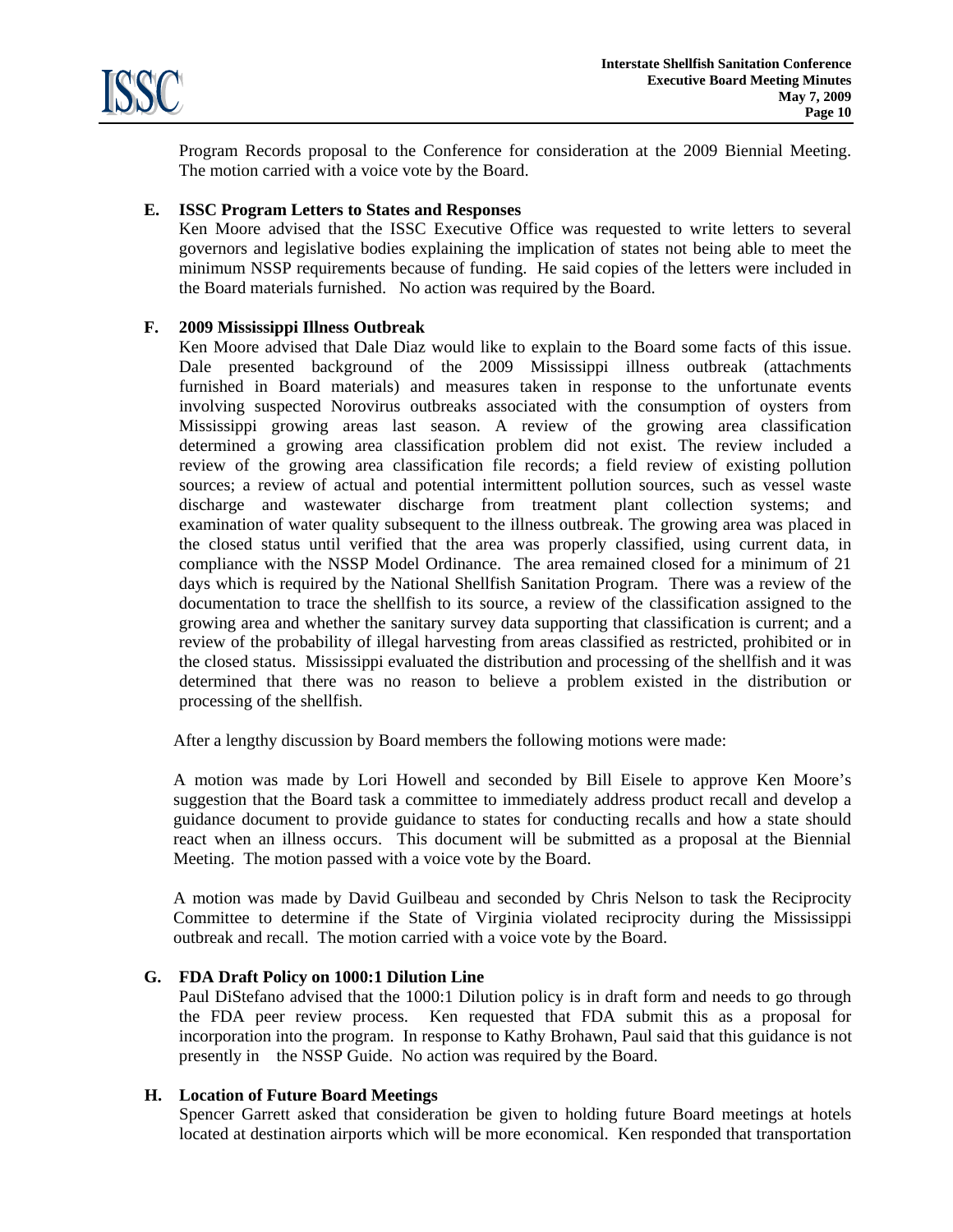Program Records proposal to the Conference for consideration at the 2009 Biennial Meeting. The motion carried with a voice vote by the Board.

**E. ISSC Program Letters to States and Responses**

Ken Moore advised that the ISSC Executive Office was requested to write letters to several governors and legislative bodies explaining the implication of states not being able to meet the minimum NSSP requirements because of funding. He said copies of the letters were included in the Board materials furnished. No action was required by the Board.

**F. 2009 Mississippi Illness Outbreak**

Ken Moore advised that Dale Diaz would like to explain to the Board some facts of this issue. Dale presented background of the 2009 Mississippi illness outbreak (attachments furnished in Board materials) and measures taken in response to the unfortunate events involving suspected Norovirus outbreaks associated with the consumption of oysters from Mississippi growing areas last season. A review of the growing area classification determined a growing area classification problem did not exist. The review included a review of the growing area classification file records; a field review of existing pollution sources; a review of actual and potential intermittent pollution sources, such as vessel waste discharge and wastewater discharge from treatment plant collection systems; and examination of water quality subsequent to the illness outbreak. The growing area was placed in the closed status until verified that the area was properly classified, using current data, in compliance with the NSSP Model Ordinance. The area remained closed for a minimum of 21 days which is required by the National Shellfish Sanitation Program. There was a review of the documentation to trace the shellfish to its source, a review of the classification assigned to the growing area and whether the sanitary survey data supporting that classification is current; and a review of the probability of illegal harvesting from areas classified as restricted, prohibited or in the closed status. Mississippi evaluated the distribution and processing of the shellfish and it was determined that there was no reason to believe a problem existed in the distribution or processing of the shellfish.

After a lengthy discussion by Board members the following motions were made:

A motion was made by Lori Howell and seconded by Bill Eisele to approve Ken Moore's suggestion that the Board task a committee to immediately address product recall and develop a guidance document to provide guidance to states for conducting recalls and how a state should react when an illness occurs. This document will be submitted as a proposal at the Biennial Meeting. The motion passed with a voice vote by the Board.

A motion was made by David Guilbeau and seconded by Chris Nelson to task the Reciprocity Committee to determine if the State of Virginia violated reciprocity during the Mississippi outbreak and recall. The motion carried with a voice vote by the Board.

**G. FDA Draft Policy on 1000:1 Dilution Line**

Paul DiStefano advised that the 1000:1 Dilution policy is in draft form and needs to go through the FDA peer review process. Ken requested that FDA submit this as a proposal for incorporation into the program. In response to Kathy Brohawn, Paul said that this guidance is not presently in the NSSP Guide. No action was required by the Board.

**H. Location of Future Board Meetings**

Spencer Garrett asked that consideration be given to holding future Board meetings at hotels located at destination airports which will be more economical. Ken responded that transportation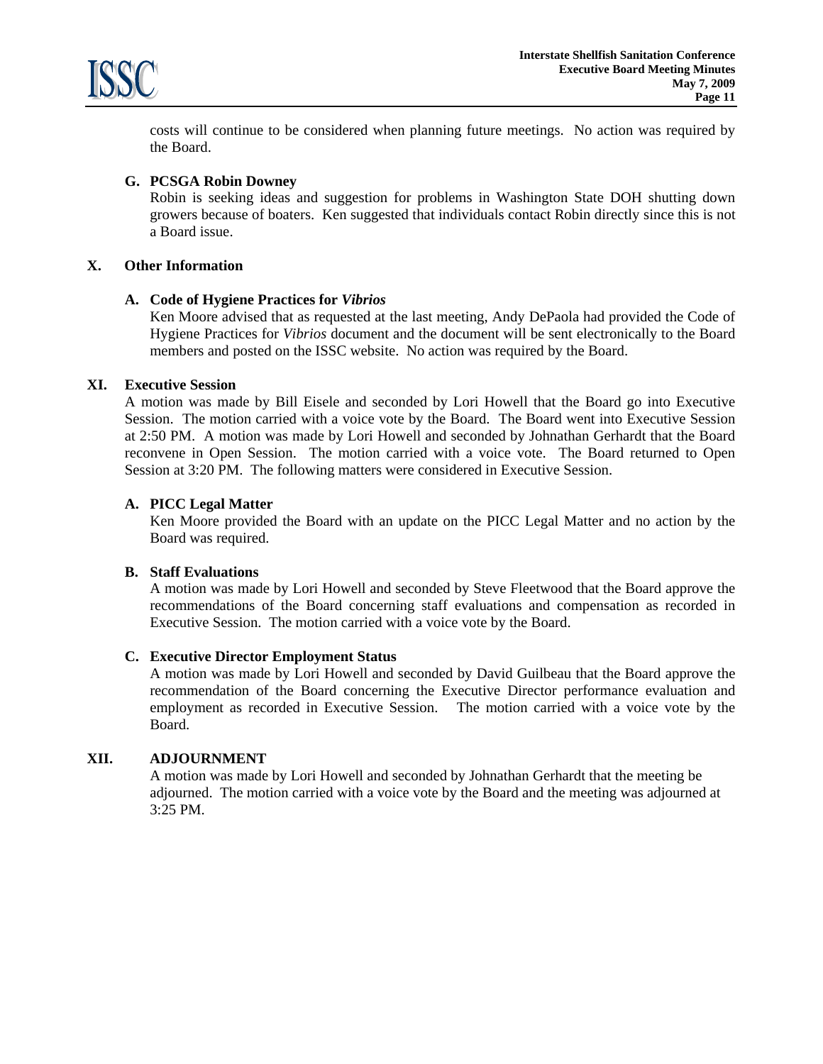costs will continue to be considered when planning future meetings. No action was required by the Board.

**G. PCSGA Robin Downey**

Robin is seeking ideas and suggestion for problems in Washington State DOH shutting down growers because of boaters. Ken suggested that individuals contact Robin directly since this is not a Board issue.

## X. Other Information

**A. Code of Hygiene Practices for *Vibrios***

Ken Moore advised that as requested at the last meeting, Andy DePaola had provided the Code of Hygiene Practices for *Vibrios* document and the document will be sent electronically to the Board members and posted on the ISSC website. No action was required by the Board.

## XI. Executive Session

A motion was made by Bill Eisele and seconded by Lori Howell that the Board go into Executive Session. The motion carried with a voice vote by the Board. The Board went into Executive Session at 2:50 PM. A motion was made by Lori Howell and seconded by Johnathan Gerhardt that the Board reconvene in Open Session. The motion carried with a voice vote. The Board returned to Open Session at 3:20 PM. The following matters were considered in Executive Session.

**A. PICC Legal Matter**

Ken Moore provided the Board with an update on the PICC Legal Matter and no action by the Board was required.

**B. Staff Evaluations**

A motion was made by Lori Howell and seconded by Steve Fleetwood that the Board approve the recommendations of the Board concerning staff evaluations and compensation as recorded in Executive Session. The motion carried with a voice vote by the Board.

**C. Executive Director Employment Status**

A motion was made by Lori Howell and seconded by David Guilbeau that the Board approve the recommendation of the Board concerning the Executive Director performance evaluation and employment as recorded in Executive Session. The motion carried with a voice vote by the Board.

## XII. ADJOURNMENT

A motion was made by Lori Howell and seconded by Johnathan Gerhardt that the meeting be adjourned. The motion carried with a voice vote by the Board and the meeting was adjourned at 3:25 PM.